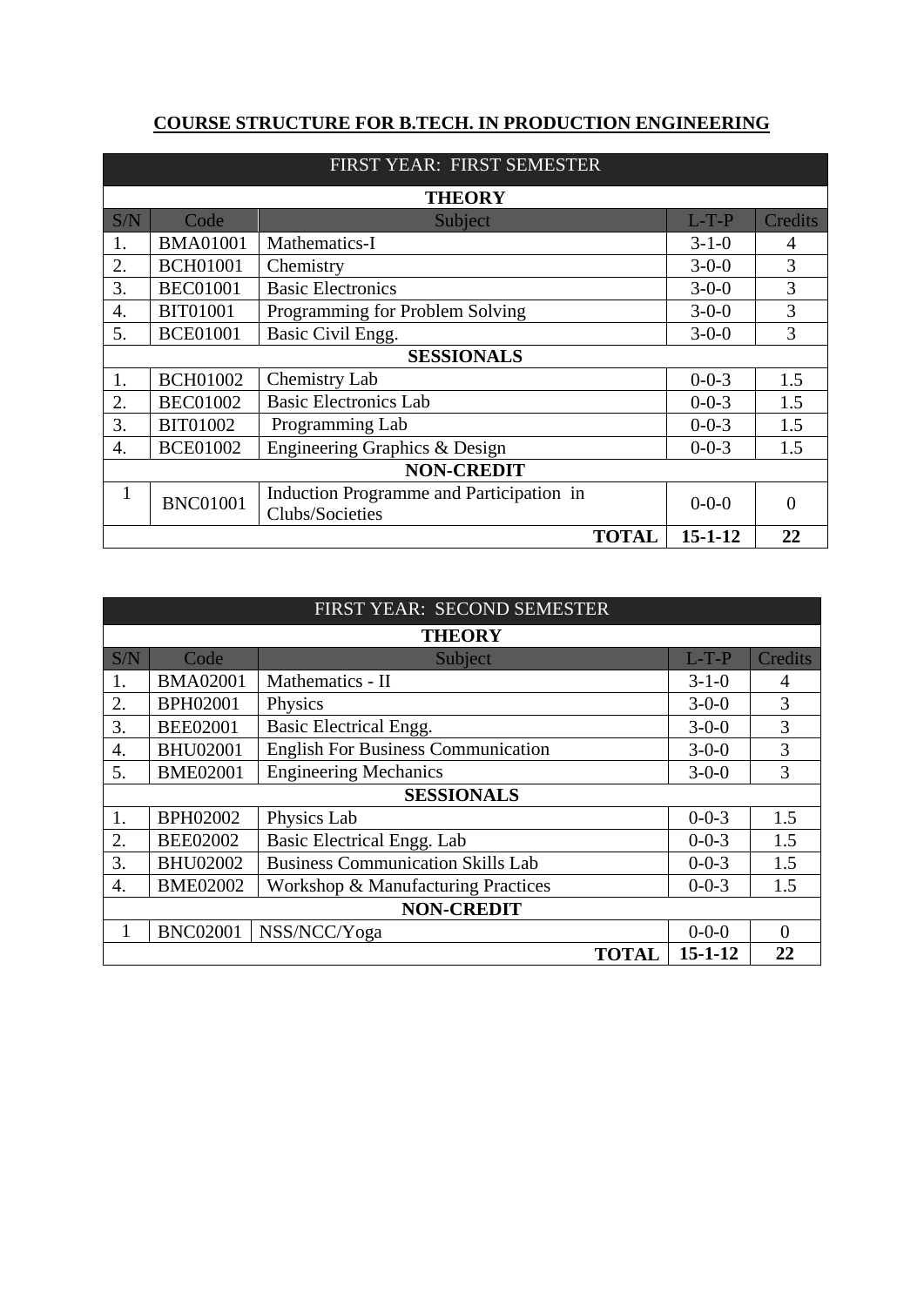# COURSE STRUCTURE FOR B.TECH. IN PRODUCTION ENGINEERING

| FIRST YEAR: FIRST SEMESTER | | | | |
|---|---|---|---|---|
| **THEORY** | | | | |
| S/N | Code | Subject | L-T-P | Credits |
| 1. | BMA01001 | Mathematics-I | 3-1-0 | 4 |
| 2. | BCH01001 | Chemistry | 3-0-0 | 3 |
| 3. | BEC01001 | Basic Electronics | 3-0-0 | 3 |
| 4. | BIT01001 | Programming for Problem Solving | 3-0-0 | 3 |
| 5. | BCE01001 | Basic Civil Engg. | 3-0-0 | 3 |
| **SESSIONALS** | | | | |
| 1. | BCH01002 | Chemistry Lab | 0-0-3 | 1.5 |
| 2. | BEC01002 | Basic Electronics Lab | 0-0-3 | 1.5 |
| 3. | BIT01002 | Programming Lab | 0-0-3 | 1.5 |
| 4. | BCE01002 | Engineering Graphics & Design | 0-0-3 | 1.5 |
| **NON-CREDIT** | | | | |
| 1 | BNC01001 | Induction Programme and Participation in Clubs/Societies | 0-0-0 | 0 |
| | | **TOTAL** | **15-1-12** | **22** |

| FIRST YEAR: SECOND SEMESTER | | | | |
|---|---|---|---|---|
| **THEORY** | | | | |
| S/N | Code | Subject | L-T-P | Credits |
| 1. | BMA02001 | Mathematics - II | 3-1-0 | 4 |
| 2. | BPH02001 | Physics | 3-0-0 | 3 |
| 3. | BEE02001 | Basic Electrical Engg. | 3-0-0 | 3 |
| 4. | BHU02001 | English For Business Communication | 3-0-0 | 3 |
| 5. | BME02001 | Engineering Mechanics | 3-0-0 | 3 |
| **SESSIONALS** | | | | |
| 1. | BPH02002 | Physics Lab | 0-0-3 | 1.5 |
| 2. | BEE02002 | Basic Electrical Engg. Lab | 0-0-3 | 1.5 |
| 3. | BHU02002 | Business Communication Skills Lab | 0-0-3 | 1.5 |
| 4. | BME02002 | Workshop & Manufacturing Practices | 0-0-3 | 1.5 |
| **NON-CREDIT** | | | | |
| 1 | BNC02001 | NSS/NCC/Yoga | 0-0-0 | 0 |
| | | **TOTAL** | **15-1-12** | **22** |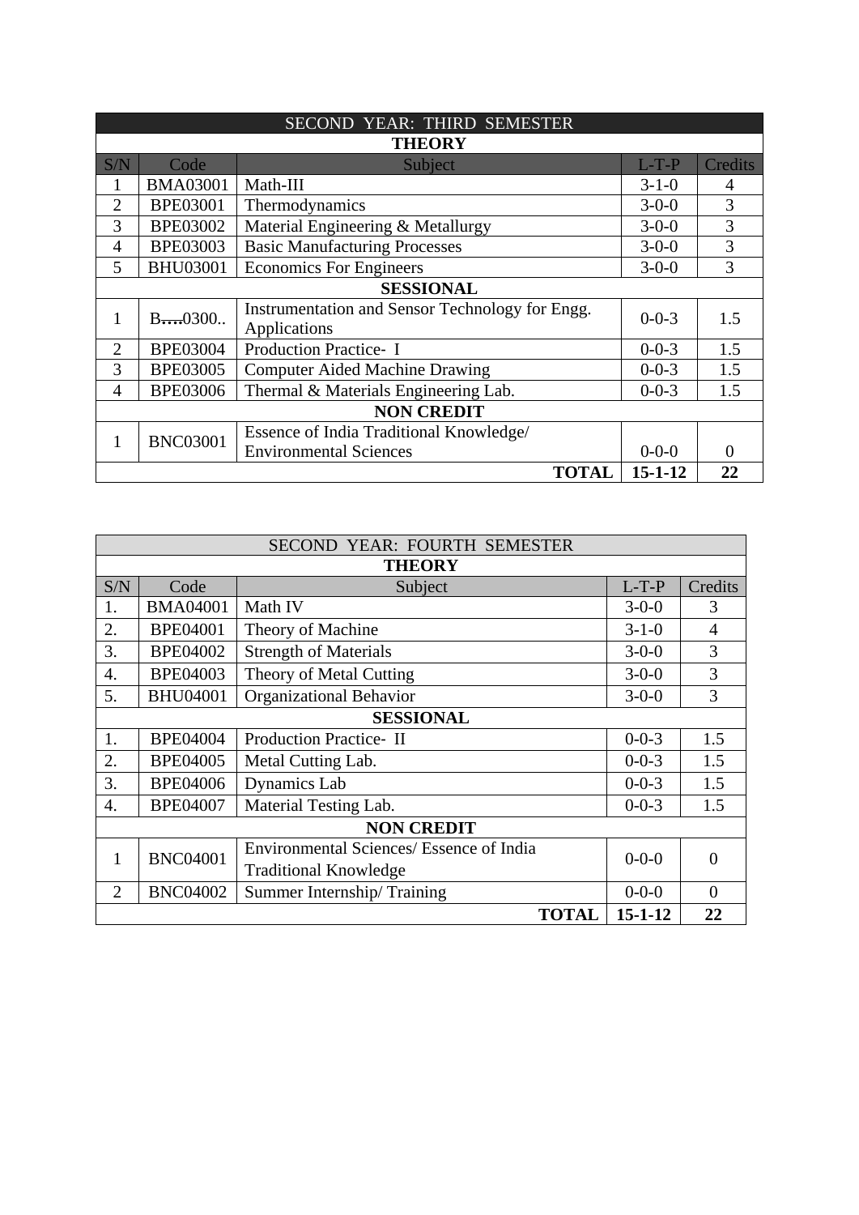| SECOND YEAR: THIRD SEMESTER | | | | |
|---|---|---|---|---|
| **THEORY** | | | | |
| S/N | Code | Subject | L-T-P | Credits |
| 1 | BMA03001 | Math-III | 3-1-0 | 4 |
| 2 | BPE03001 | Thermodynamics | 3-0-0 | 3 |
| 3 | BPE03002 | Material Engineering & Metallurgy | 3-0-0 | 3 |
| 4 | BPE03003 | Basic Manufacturing Processes | 3-0-0 | 3 |
| 5 | BHU03001 | Economics For Engineers | 3-0-0 | 3 |
| **SESSIONAL** | | | | |
| 1 | B….0300.. | Instrumentation and Sensor Technology for Engg. Applications | 0-0-3 | 1.5 |
| 2 | BPE03004 | Production Practice- I | 0-0-3 | 1.5 |
| 3 | BPE03005 | Computer Aided Machine Drawing | 0-0-3 | 1.5 |
| 4 | BPE03006 | Thermal & Materials Engineering Lab. | 0-0-3 | 1.5 |
| **NON CREDIT** | | | | |
| 1 | BNC03001 | Essence of India Traditional Knowledge/ Environmental Sciences | 0-0-0 | 0 |
| | | **TOTAL** | **15-1-12** | **22** |

| SECOND YEAR: FOURTH SEMESTER | | | | |
|---|---|---|---|---|
| **THEORY** | | | | |
| S/N | Code | Subject | L-T-P | Credits |
| 1. | BMA04001 | Math IV | 3-0-0 | 3 |
| 2. | BPE04001 | Theory of Machine | 3-1-0 | 4 |
| 3. | BPE04002 | Strength of Materials | 3-0-0 | 3 |
| 4. | BPE04003 | Theory of Metal Cutting | 3-0-0 | 3 |
| 5. | BHU04001 | Organizational Behavior | 3-0-0 | 3 |
| **SESSIONAL** | | | | |
| 1. | BPE04004 | Production Practice- II | 0-0-3 | 1.5 |
| 2. | BPE04005 | Metal Cutting Lab. | 0-0-3 | 1.5 |
| 3. | BPE04006 | Dynamics Lab | 0-0-3 | 1.5 |
| 4. | BPE04007 | Material Testing Lab. | 0-0-3 | 1.5 |
| **NON CREDIT** | | | | |
| 1 | BNC04001 | Environmental Sciences/ Essence of India Traditional Knowledge | 0-0-0 | 0 |
| 2 | BNC04002 | Summer Internship/ Training | 0-0-0 | 0 |
| | | **TOTAL** | **15-1-12** | **22** |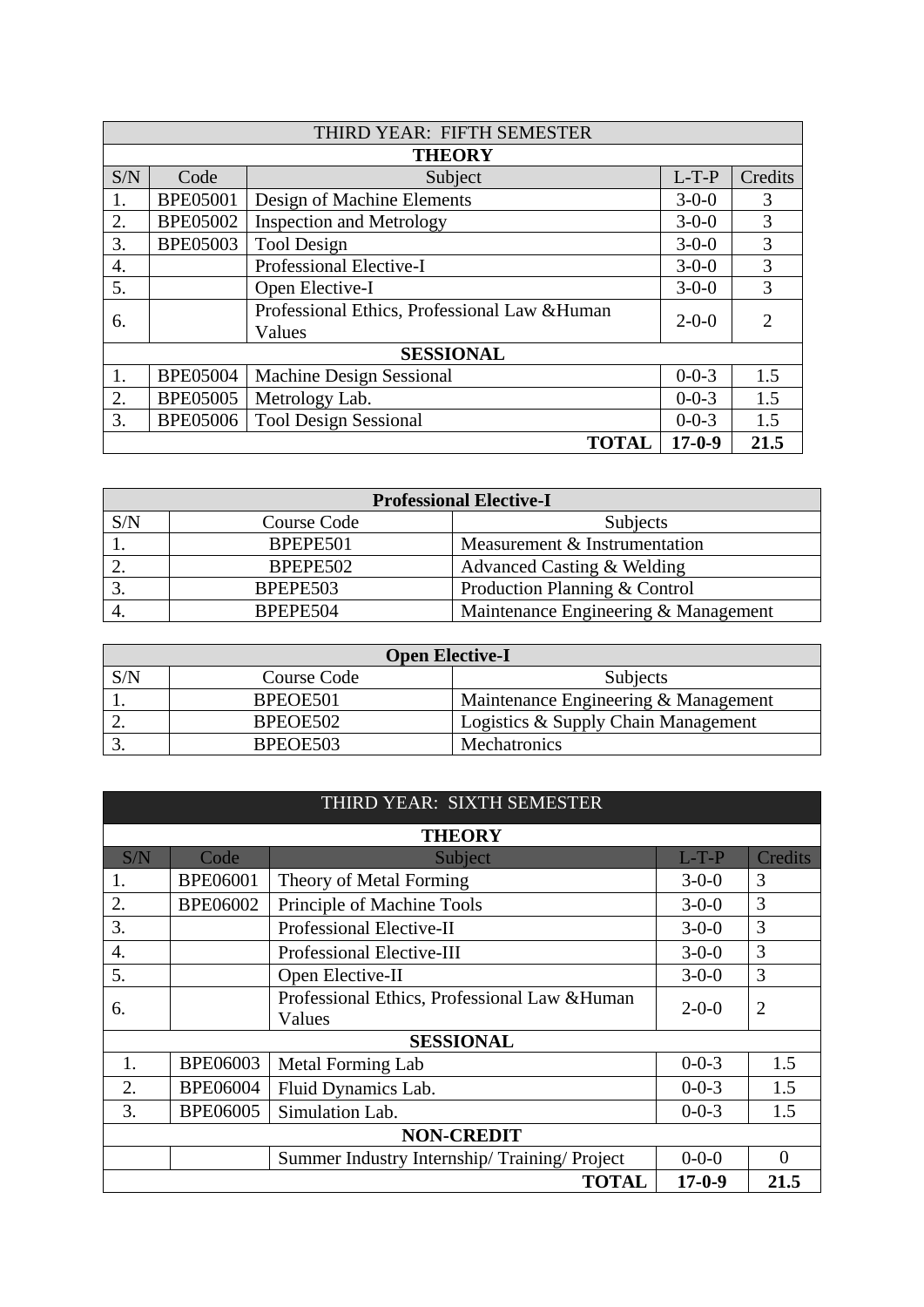| THIRD YEAR: FIFTH SEMESTER | | | | |
|---|---|---|---|---|
| **THEORY** | | | | |
| S/N | Code | Subject | L-T-P | Credits |
| 1. | BPE05001 | Design of Machine Elements | 3-0-0 | 3 |
| 2. | BPE05002 | Inspection and Metrology | 3-0-0 | 3 |
| 3. | BPE05003 | Tool Design | 3-0-0 | 3 |
| 4. | | Professional Elective-I | 3-0-0 | 3 |
| 5. | | Open Elective-I | 3-0-0 | 3 |
| 6. | | Professional Ethics, Professional Law &Human Values | 2-0-0 | 2 |
| **SESSIONAL** | | | | |
| 1. | BPE05004 | Machine Design Sessional | 0-0-3 | 1.5 |
| 2. | BPE05005 | Metrology Lab. | 0-0-3 | 1.5 |
| 3. | BPE05006 | Tool Design Sessional | 0-0-3 | 1.5 |
| | | **TOTAL** | **17-0-9** | **21.5** |

| **Professional Elective-I** | | |
|---|---|---|
| S/N | Course Code | Subjects |
| 1. | BPEPE501 | Measurement & Instrumentation |
| 2. | BPEPE502 | Advanced Casting & Welding |
| 3. | BPEPE503 | Production Planning & Control |
| 4. | BPEPE504 | Maintenance Engineering & Management |

| **Open Elective-I** | | |
|---|---|---|
| S/N | Course Code | Subjects |
| 1. | BPEOE501 | Maintenance Engineering & Management |
| 2. | BPEOE502 | Logistics & Supply Chain Management |
| 3. | BPEOE503 | Mechatronics |

| THIRD YEAR: SIXTH SEMESTER | | | | |
|---|---|---|---|---|
| **THEORY** | | | | |
| S/N | Code | Subject | L-T-P | Credits |
| 1. | BPE06001 | Theory of Metal Forming | 3-0-0 | 3 |
| 2. | BPE06002 | Principle of Machine Tools | 3-0-0 | 3 |
| 3. | | Professional Elective-II | 3-0-0 | 3 |
| 4. | | Professional Elective-III | 3-0-0 | 3 |
| 5. | | Open Elective-II | 3-0-0 | 3 |
| 6. | | Professional Ethics, Professional Law &Human Values | 2-0-0 | 2 |
| **SESSIONAL** | | | | |
| 1. | BPE06003 | Metal Forming Lab | 0-0-3 | 1.5 |
| 2. | BPE06004 | Fluid Dynamics Lab. | 0-0-3 | 1.5 |
| 3. | BPE06005 | Simulation Lab. | 0-0-3 | 1.5 |
| **NON-CREDIT** | | | | |
| | | Summer Industry Internship/ Training/ Project | 0-0-0 | 0 |
| | | **TOTAL** | **17-0-9** | **21.5** |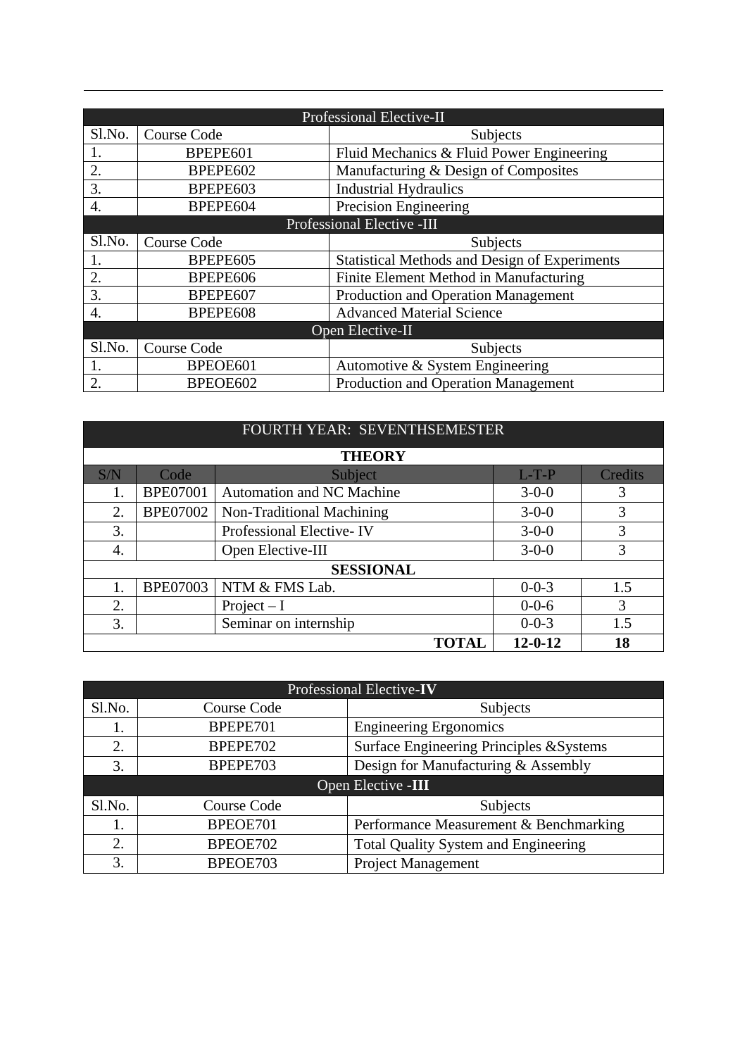| Professional Elective-II | | |
|---|---|---|
| Sl.No. | Course Code | Subjects |
| 1. | BPEPE601 | Fluid Mechanics & Fluid Power Engineering |
| 2. | BPEPE602 | Manufacturing & Design of Composites |
| 3. | BPEPE603 | Industrial Hydraulics |
| 4. | BPEPE604 | Precision Engineering |

| Professional Elective -III | | |
|---|---|---|
| Sl.No. | Course Code | Subjects |
| 1. | BPEPE605 | Statistical Methods and Design of Experiments |
| 2. | BPEPE606 | Finite Element Method in Manufacturing |
| 3. | BPEPE607 | Production and Operation Management |
| 4. | BPEPE608 | Advanced Material Science |

| Open Elective-II | | |
|---|---|---|
| Sl.No. | Course Code | Subjects |
| 1. | BPEOE601 | Automotive & System Engineering |
| 2. | BPEOE602 | Production and Operation Management |

| FOURTH YEAR: SEVENTHSEMESTER | | | | |
|---|---|---|---|---|
| **THEORY** | | | | |
| S/N | Code | Subject | L-T-P | Credits |
| 1. | BPE07001 | Automation and NC Machine | 3-0-0 | 3 |
| 2. | BPE07002 | Non-Traditional Machining | 3-0-0 | 3 |
| 3. | | Professional Elective- IV | 3-0-0 | 3 |
| 4. | | Open Elective-III | 3-0-0 | 3 |
| **SESSIONAL** | | | | |
| 1. | BPE07003 | NTM & FMS Lab. | 0-0-3 | 1.5 |
| 2. | | Project – I | 0-0-6 | 3 |
| 3. | | Seminar on internship | 0-0-3 | 1.5 |
| | | **TOTAL** | **12-0-12** | **18** |

| Professional Elective-**IV** | | |
|---|---|---|
| Sl.No. | Course Code | Subjects |
| 1. | BPEPE701 | Engineering Ergonomics |
| 2. | BPEPE702 | Surface Engineering Principles &Systems |
| 3. | BPEPE703 | Design for Manufacturing & Assembly |

| Open Elective **-III** | | |
|---|---|---|
| Sl.No. | Course Code | Subjects |
| 1. | BPEOE701 | Performance Measurement & Benchmarking |
| 2. | BPEOE702 | Total Quality System and Engineering |
| 3. | BPEOE703 | Project Management |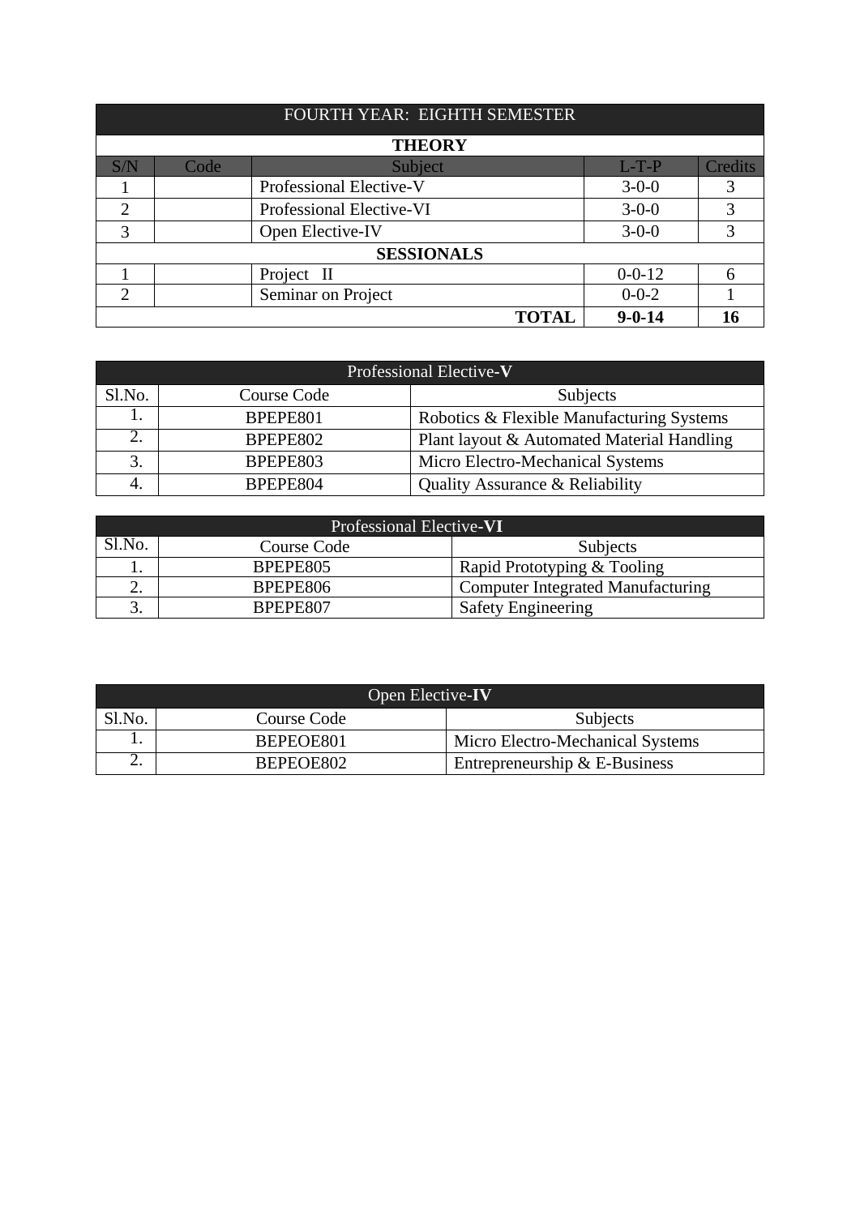| FOURTH YEAR: EIGHTH SEMESTER | | | | |
|---|---|---|---|---|
| **THEORY** | | | | |
| S/N | Code | Subject | L-T-P | Credits |
| 1 | | Professional Elective-V | 3-0-0 | 3 |
| 2 | | Professional Elective-VI | 3-0-0 | 3 |
| 3 | | Open Elective-IV | 3-0-0 | 3 |
| **SESSIONALS** | | | | |
| 1 | | Project II | 0-0-12 | 6 |
| 2 | | Seminar on Project | 0-0-2 | 1 |
| | | **TOTAL** | **9-0-14** | **16** |

| Professional Elective-**V** | | |
|---|---|---|
| Sl.No. | Course Code | Subjects |
| 1. | BPEPE801 | Robotics & Flexible Manufacturing Systems |
| 2. | BPEPE802 | Plant layout & Automated Material Handling |
| 3. | BPEPE803 | Micro Electro-Mechanical Systems |
| 4. | BPEPE804 | Quality Assurance & Reliability |

| Professional Elective-**VI** | | |
|---|---|---|
| Sl.No. | Course Code | Subjects |
| 1. | BPEPE805 | Rapid Prototyping & Tooling |
| 2. | BPEPE806 | Computer Integrated Manufacturing |
| 3. | BPEPE807 | Safety Engineering |

| Open Elective-**IV** | | |
|---|---|---|
| Sl.No. | Course Code | Subjects |
| 1. | BEPEOE801 | Micro Electro-Mechanical Systems |
| 2. | BEPEOE802 | Entrepreneurship & E-Business |